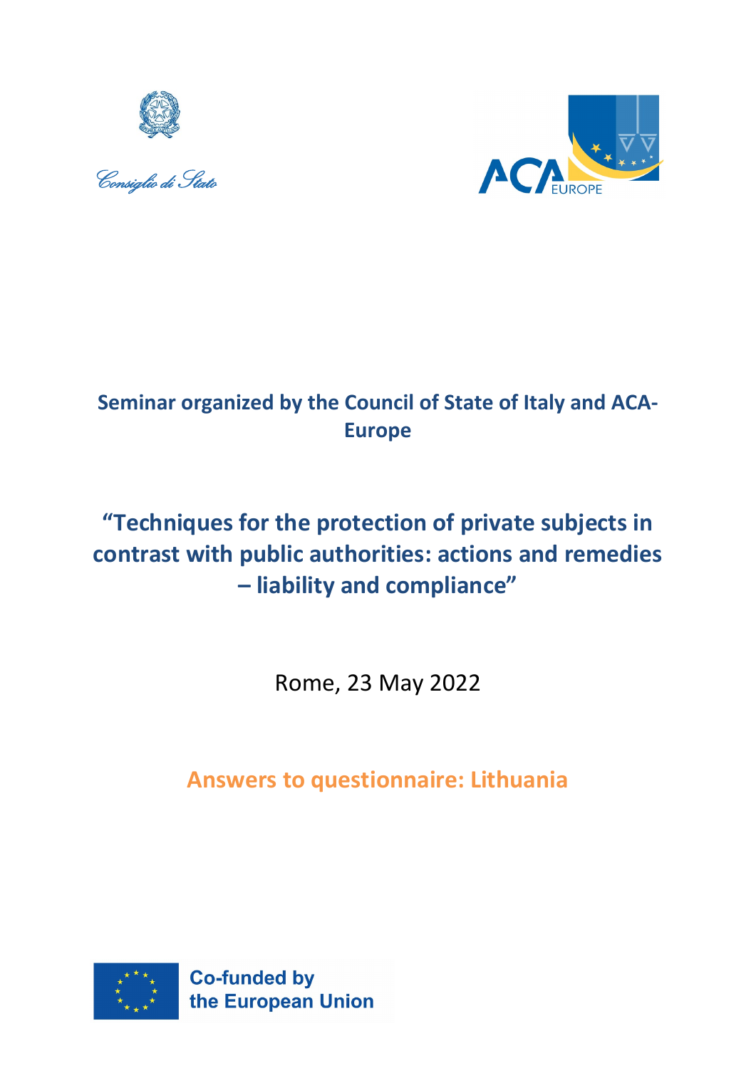Consiglio di Stato

ACA EUROPE

**Seminar organized by the Council of State of Italy and ACA-Europe**

# "Techniques for the protection of private subjects in contrast with public authorities: actions and remedies – liability and compliance"

Rome, 23 May 2022

## Answers to questionnaire: Lithuania

Co-funded by the European Union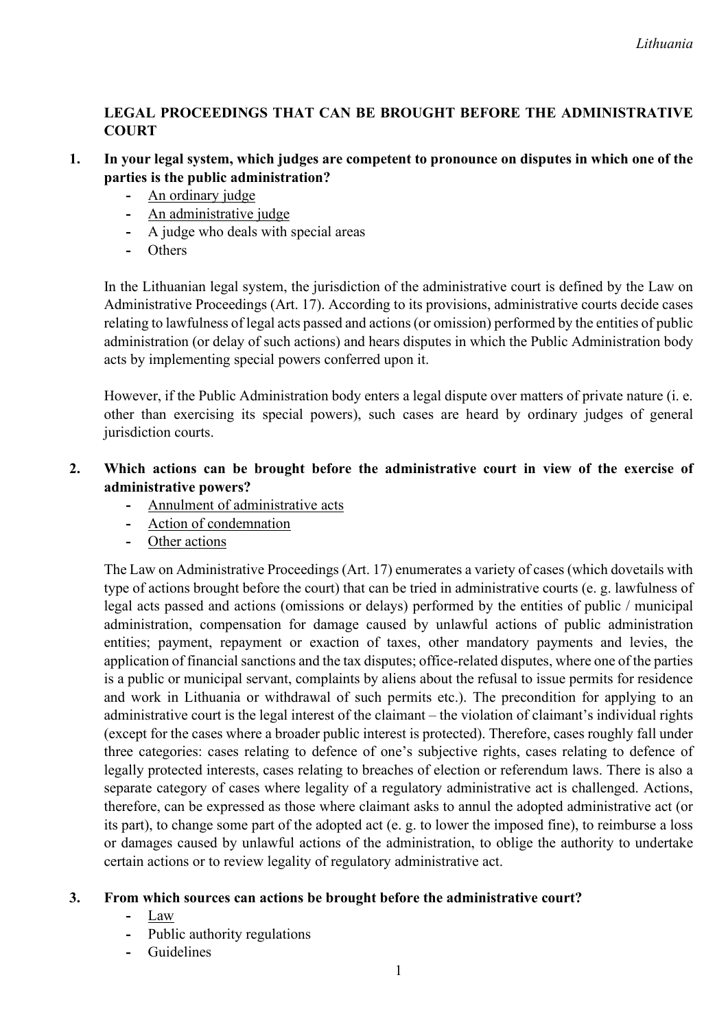## LEGAL PROCEEDINGS THAT CAN BE BROUGHT BEFORE THE ADMINISTRATIVE COURT

**1. In your legal system, which judges are competent to pronounce on disputes in which one of the parties is the public administration?**

- <u>An ordinary judge</u>
- <u>An administrative judge</u>
- A judge who deals with special areas
- Others

In the Lithuanian legal system, the jurisdiction of the administrative court is defined by the Law on Administrative Proceedings (Art. 17). According to its provisions, administrative courts decide cases relating to lawfulness of legal acts passed and actions (or omission) performed by the entities of public administration (or delay of such actions) and hears disputes in which the Public Administration body acts by implementing special powers conferred upon it.

However, if the Public Administration body enters a legal dispute over matters of private nature (i. e. other than exercising its special powers), such cases are heard by ordinary judges of general jurisdiction courts.

**2. Which actions can be brought before the administrative court in view of the exercise of administrative powers?**

- <u>Annulment of administrative acts</u>
- <u>Action of condemnation</u>
- <u>Other actions</u>

The Law on Administrative Proceedings (Art. 17) enumerates a variety of cases (which dovetails with type of actions brought before the court) that can be tried in administrative courts (e. g. lawfulness of legal acts passed and actions (omissions or delays) performed by the entities of public / municipal administration, compensation for damage caused by unlawful actions of public administration entities; payment, repayment or exaction of taxes, other mandatory payments and levies, the application of financial sanctions and the tax disputes; office-related disputes, where one of the parties is a public or municipal servant, complaints by aliens about the refusal to issue permits for residence and work in Lithuania or withdrawal of such permits etc.). The precondition for applying to an administrative court is the legal interest of the claimant – the violation of claimant's individual rights (except for the cases where a broader public interest is protected). Therefore, cases roughly fall under three categories: cases relating to defence of one's subjective rights, cases relating to defence of legally protected interests, cases relating to breaches of election or referendum laws. There is also a separate category of cases where legality of a regulatory administrative act is challenged. Actions, therefore, can be expressed as those where claimant asks to annul the adopted administrative act (or its part), to change some part of the adopted act (e. g. to lower the imposed fine), to reimburse a loss or damages caused by unlawful actions of the administration, to oblige the authority to undertake certain actions or to review legality of regulatory administrative act.

**3. From which sources can actions be brought before the administrative court?**

- <u>Law</u>
- Public authority regulations
- Guidelines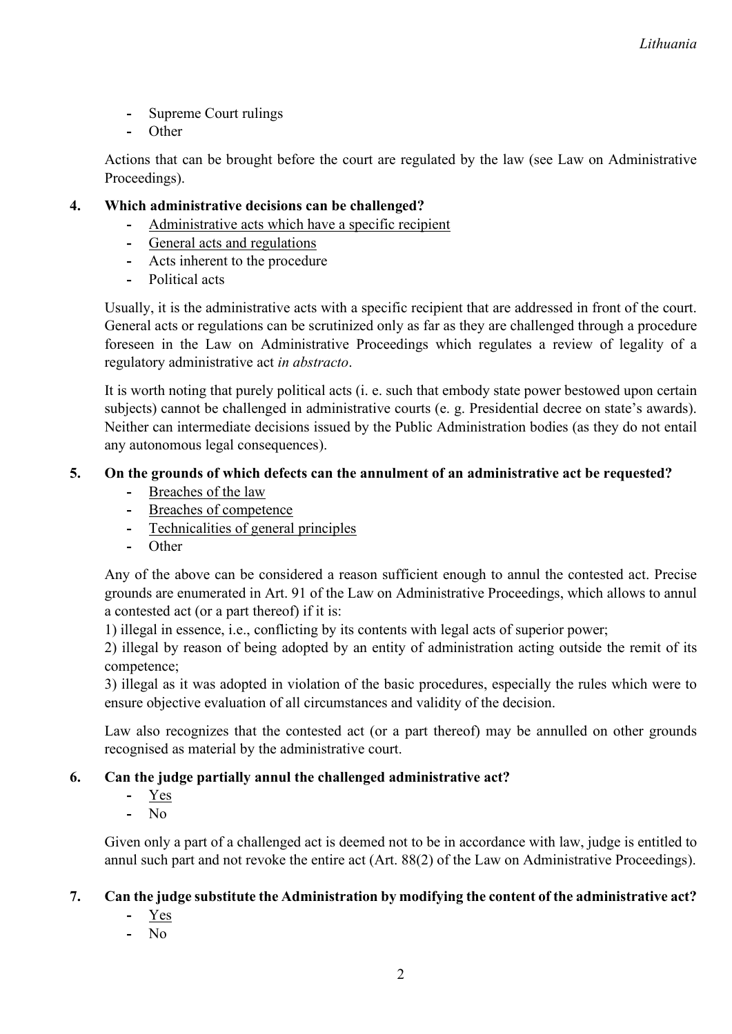- Supreme Court rulings
- Other

Actions that can be brought before the court are regulated by the law (see Law on Administrative Proceedings).

**4. Which administrative decisions can be challenged?**

- <u>Administrative acts which have a specific recipient</u>
- <u>General acts and regulations</u>
- Acts inherent to the procedure
- Political acts

Usually, it is the administrative acts with a specific recipient that are addressed in front of the court. General acts or regulations can be scrutinized only as far as they are challenged through a procedure foreseen in the Law on Administrative Proceedings which regulates a review of legality of a regulatory administrative act *in abstracto*.

It is worth noting that purely political acts (i. e. such that embody state power bestowed upon certain subjects) cannot be challenged in administrative courts (e. g. Presidential decree on state's awards). Neither can intermediate decisions issued by the Public Administration bodies (as they do not entail any autonomous legal consequences).

**5. On the grounds of which defects can the annulment of an administrative act be requested?**

- <u>Breaches of the law</u>
- <u>Breaches of competence</u>
- <u>Technicalities of general principles</u>
- Other

Any of the above can be considered a reason sufficient enough to annul the contested act. Precise grounds are enumerated in Art. 91 of the Law on Administrative Proceedings, which allows to annul a contested act (or a part thereof) if it is:

1) illegal in essence, i.e., conflicting by its contents with legal acts of superior power;

2) illegal by reason of being adopted by an entity of administration acting outside the remit of its competence;

3) illegal as it was adopted in violation of the basic procedures, especially the rules which were to ensure objective evaluation of all circumstances and validity of the decision.

Law also recognizes that the contested act (or a part thereof) may be annulled on other grounds recognised as material by the administrative court.

**6. Can the judge partially annul the challenged administrative act?**

- <u>Yes</u>
- No

Given only a part of a challenged act is deemed not to be in accordance with law, judge is entitled to annul such part and not revoke the entire act (Art. 88(2) of the Law on Administrative Proceedings).

**7. Can the judge substitute the Administration by modifying the content of the administrative act?**

- <u>Yes</u>
- No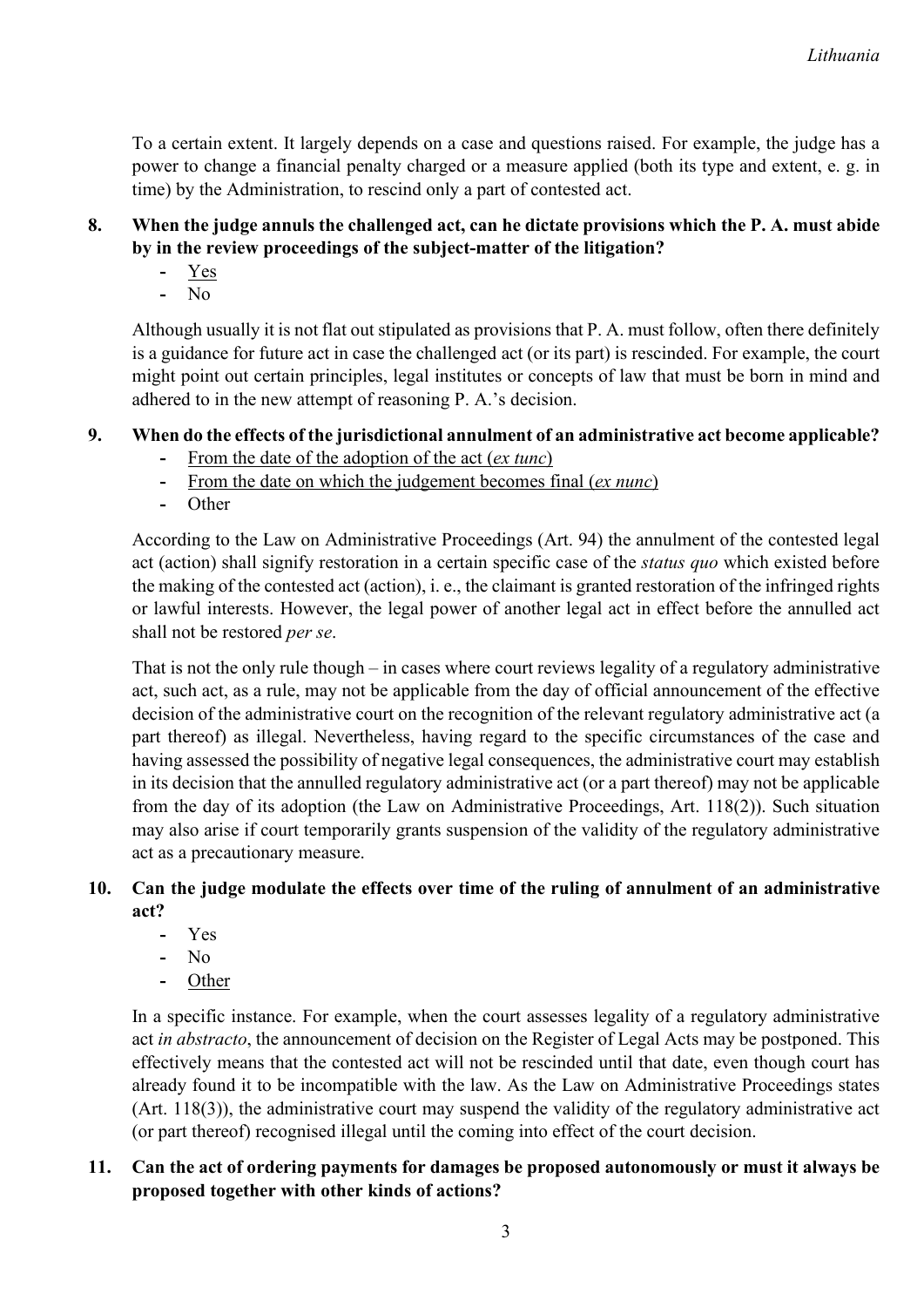To a certain extent. It largely depends on a case and questions raised. For example, the judge has a power to change a financial penalty charged or a measure applied (both its type and extent, e. g. in time) by the Administration, to rescind only a part of contested act.

**8. When the judge annuls the challenged act, can he dictate provisions which the P. A. must abide by in the review proceedings of the subject-matter of the litigation?**

- <u>Yes</u>
- No

Although usually it is not flat out stipulated as provisions that P. A. must follow, often there definitely is a guidance for future act in case the challenged act (or its part) is rescinded. For example, the court might point out certain principles, legal institutes or concepts of law that must be born in mind and adhered to in the new attempt of reasoning P. A.'s decision.

**9. When do the effects of the jurisdictional annulment of an administrative act become applicable?**

- <u>From the date of the adoption of the act (*ex tunc*)</u>
- <u>From the date on which the judgement becomes final (*ex nunc*)</u>
- Other

According to the Law on Administrative Proceedings (Art. 94) the annulment of the contested legal act (action) shall signify restoration in a certain specific case of the *status quo* which existed before the making of the contested act (action), i. e., the claimant is granted restoration of the infringed rights or lawful interests. However, the legal power of another legal act in effect before the annulled act shall not be restored *per se*.

That is not the only rule though – in cases where court reviews legality of a regulatory administrative act, such act, as a rule, may not be applicable from the day of official announcement of the effective decision of the administrative court on the recognition of the relevant regulatory administrative act (a part thereof) as illegal. Nevertheless, having regard to the specific circumstances of the case and having assessed the possibility of negative legal consequences, the administrative court may establish in its decision that the annulled regulatory administrative act (or a part thereof) may not be applicable from the day of its adoption (the Law on Administrative Proceedings, Art. 118(2)). Such situation may also arise if court temporarily grants suspension of the validity of the regulatory administrative act as a precautionary measure.

**10. Can the judge modulate the effects over time of the ruling of annulment of an administrative act?**

- Yes
- No
- <u>Other</u>

In a specific instance. For example, when the court assesses legality of a regulatory administrative act *in abstracto*, the announcement of decision on the Register of Legal Acts may be postponed. This effectively means that the contested act will not be rescinded until that date, even though court has already found it to be incompatible with the law. As the Law on Administrative Proceedings states (Art. 118(3)), the administrative court may suspend the validity of the regulatory administrative act (or part thereof) recognised illegal until the coming into effect of the court decision.

**11. Can the act of ordering payments for damages be proposed autonomously or must it always be proposed together with other kinds of actions?**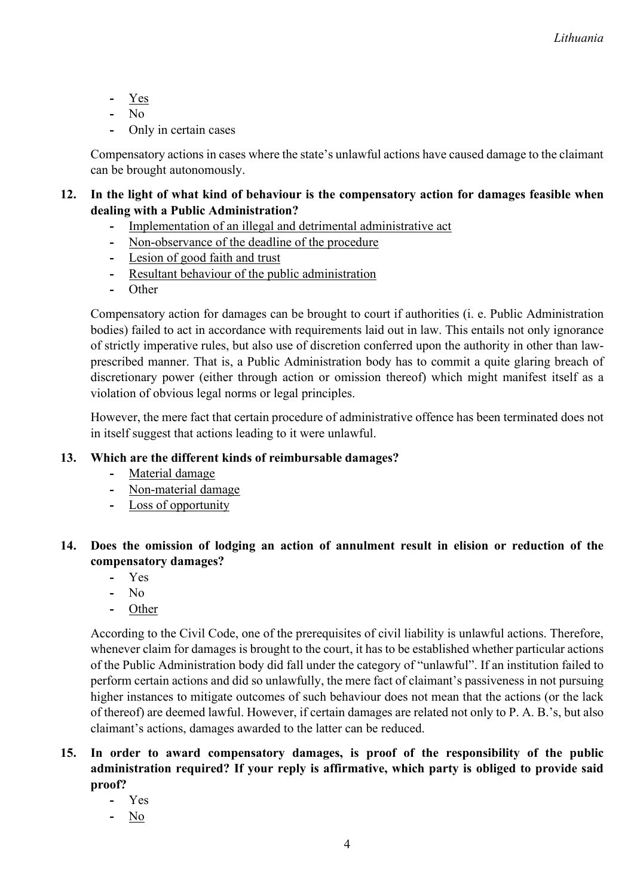- <u>Yes</u>
- No
- Only in certain cases

Compensatory actions in cases where the state's unlawful actions have caused damage to the claimant can be brought autonomously.

**12. In the light of what kind of behaviour is the compensatory action for damages feasible when dealing with a Public Administration?**

- <u>Implementation of an illegal and detrimental administrative act</u>
- <u>Non-observance of the deadline of the procedure</u>
- <u>Lesion of good faith and trust</u>
- <u>Resultant behaviour of the public administration</u>
- Other

Compensatory action for damages can be brought to court if authorities (i. e. Public Administration bodies) failed to act in accordance with requirements laid out in law. This entails not only ignorance of strictly imperative rules, but also use of discretion conferred upon the authority in other than law-prescribed manner. That is, a Public Administration body has to commit a quite glaring breach of discretionary power (either through action or omission thereof) which might manifest itself as a violation of obvious legal norms or legal principles.

However, the mere fact that certain procedure of administrative offence has been terminated does not in itself suggest that actions leading to it were unlawful.

**13. Which are the different kinds of reimbursable damages?**

- <u>Material damage</u>
- <u>Non-material damage</u>
- <u>Loss of opportunity</u>

**14. Does the omission of lodging an action of annulment result in elision or reduction of the compensatory damages?**

- Yes
- No
- <u>Other</u>

According to the Civil Code, one of the prerequisites of civil liability is unlawful actions. Therefore, whenever claim for damages is brought to the court, it has to be established whether particular actions of the Public Administration body did fall under the category of "unlawful". If an institution failed to perform certain actions and did so unlawfully, the mere fact of claimant's passiveness in not pursuing higher instances to mitigate outcomes of such behaviour does not mean that the actions (or the lack of thereof) are deemed lawful. However, if certain damages are related not only to P. A. B.'s, but also claimant's actions, damages awarded to the latter can be reduced.

**15. In order to award compensatory damages, is proof of the responsibility of the public administration required? If your reply is affirmative, which party is obliged to provide said proof?**

- Yes
- <u>No</u>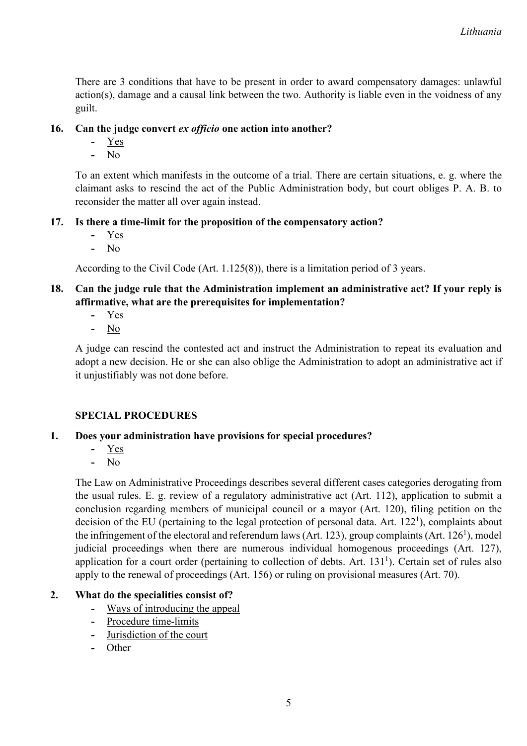There are 3 conditions that have to be present in order to award compensatory damages: unlawful action(s), damage and a causal link between the two. Authority is liable even in the voidness of any guilt.

**16. Can the judge convert *ex officio* one action into another?**

- <u>Yes</u>
- No

To an extent which manifests in the outcome of a trial. There are certain situations, e. g. where the claimant asks to rescind the act of the Public Administration body, but court obliges P. A. B. to reconsider the matter all over again instead.

**17. Is there a time-limit for the proposition of the compensatory action?**

- <u>Yes</u>
- No

According to the Civil Code (Art. 1.125(8)), there is a limitation period of 3 years.

**18. Can the judge rule that the Administration implement an administrative act? If your reply is affirmative, what are the prerequisites for implementation?**

- Yes
- <u>No</u>

A judge can rescind the contested act and instruct the Administration to repeat its evaluation and adopt a new decision. He or she can also oblige the Administration to adopt an administrative act if it unjustifiably was not done before.

**SPECIAL PROCEDURES**

**1. Does your administration have provisions for special procedures?**

- <u>Yes</u>
- No

The Law on Administrative Proceedings describes several different cases categories derogating from the usual rules. E. g. review of a regulatory administrative act (Art. 112), application to submit a conclusion regarding members of municipal council or a mayor (Art. 120), filing petition on the decision of the EU (pertaining to the legal protection of personal data. Art. 122[1]), complaints about the infringement of the electoral and referendum laws (Art. 123), group complaints (Art. 126[1]), model judicial proceedings when there are numerous individual homogenous proceedings (Art. 127), application for a court order (pertaining to collection of debts. Art. 131[1]). Certain set of rules also apply to the renewal of proceedings (Art. 156) or ruling on provisional measures (Art. 70).

**2. What do the specialities consist of?**

- <u>Ways of introducing the appeal</u>
- <u>Procedure time-limits</u>
- <u>Jurisdiction of the court</u>
- Other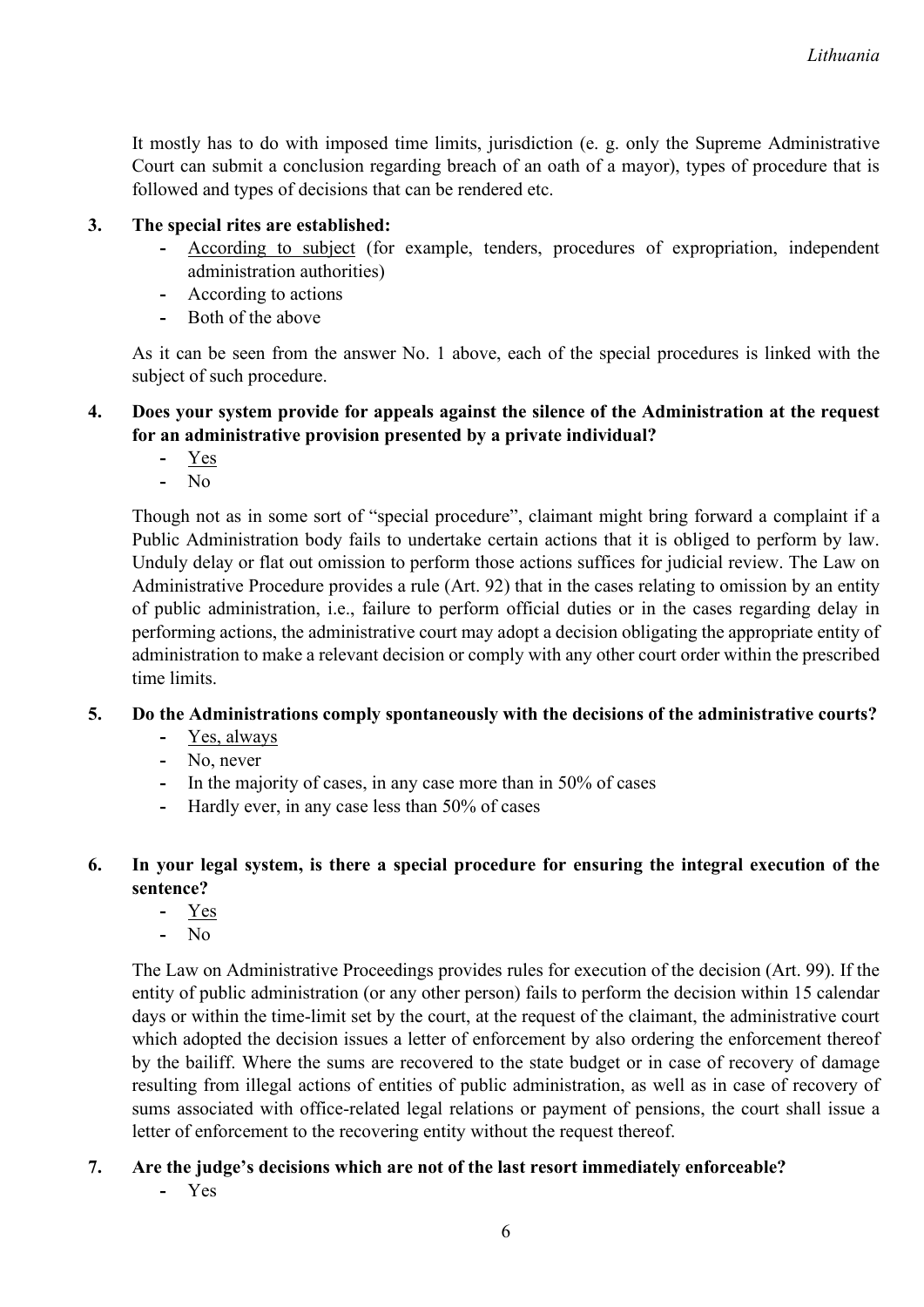It mostly has to do with imposed time limits, jurisdiction (e. g. only the Supreme Administrative Court can submit a conclusion regarding breach of an oath of a mayor), types of procedure that is followed and types of decisions that can be rendered etc.

**3. The special rites are established:**

- <u>According to subject</u> (for example, tenders, procedures of expropriation, independent administration authorities)
- According to actions
- Both of the above

As it can be seen from the answer No. 1 above, each of the special procedures is linked with the subject of such procedure.

**4. Does your system provide for appeals against the silence of the Administration at the request for an administrative provision presented by a private individual?**

- <u>Yes</u>
- No

Though not as in some sort of "special procedure", claimant might bring forward a complaint if a Public Administration body fails to undertake certain actions that it is obliged to perform by law. Unduly delay or flat out omission to perform those actions suffices for judicial review. The Law on Administrative Procedure provides a rule (Art. 92) that in the cases relating to omission by an entity of public administration, i.e., failure to perform official duties or in the cases regarding delay in performing actions, the administrative court may adopt a decision obligating the appropriate entity of administration to make a relevant decision or comply with any other court order within the prescribed time limits.

**5. Do the Administrations comply spontaneously with the decisions of the administrative courts?**

- <u>Yes, always</u>
- No, never
- In the majority of cases, in any case more than in 50% of cases
- Hardly ever, in any case less than 50% of cases

**6. In your legal system, is there a special procedure for ensuring the integral execution of the sentence?**

- <u>Yes</u>
- No

The Law on Administrative Proceedings provides rules for execution of the decision (Art. 99). If the entity of public administration (or any other person) fails to perform the decision within 15 calendar days or within the time-limit set by the court, at the request of the claimant, the administrative court which adopted the decision issues a letter of enforcement by also ordering the enforcement thereof by the bailiff. Where the sums are recovered to the state budget or in case of recovery of damage resulting from illegal actions of entities of public administration, as well as in case of recovery of sums associated with office-related legal relations or payment of pensions, the court shall issue a letter of enforcement to the recovering entity without the request thereof.

**7. Are the judge's decisions which are not of the last resort immediately enforceable?**

- Yes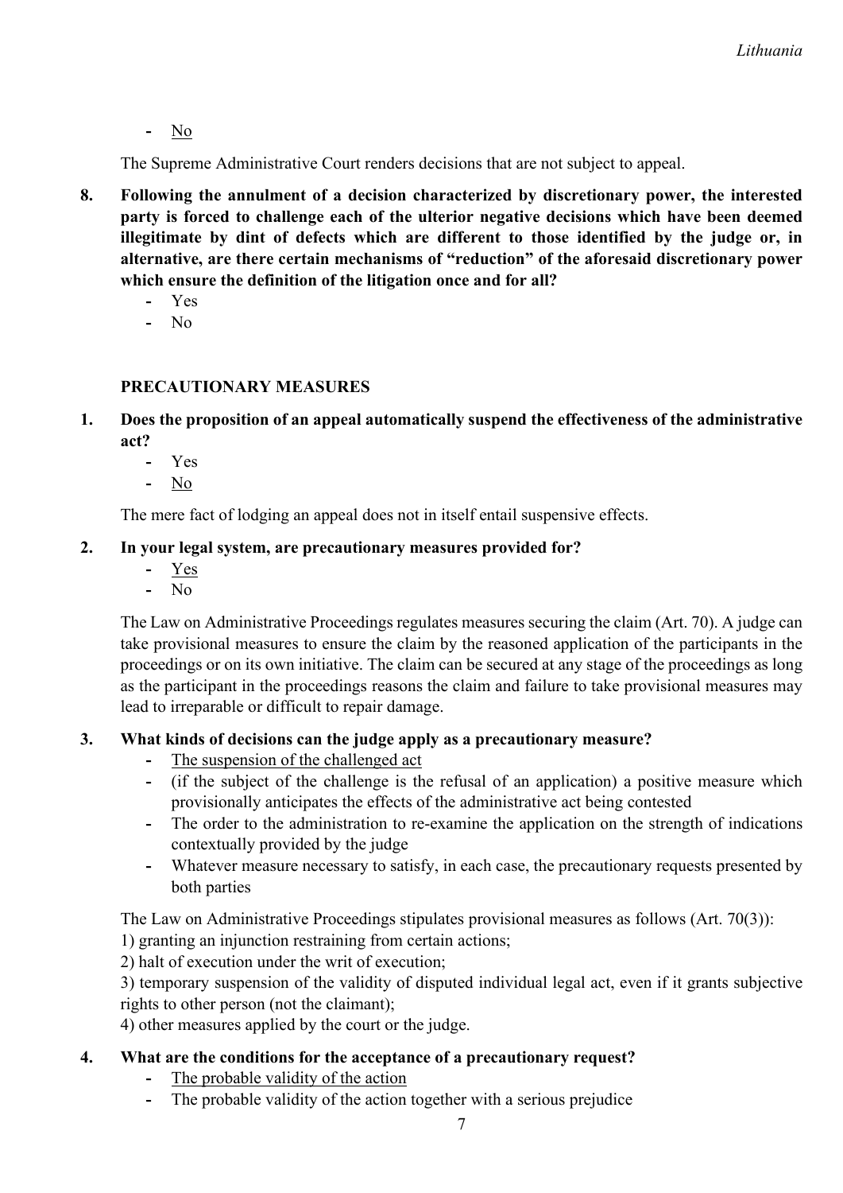- No

The Supreme Administrative Court renders decisions that are not subject to appeal.

**8. Following the annulment of a decision characterized by discretionary power, the interested party is forced to challenge each of the ulterior negative decisions which have been deemed illegitimate by dint of defects which are different to those identified by the judge or, in alternative, are there certain mechanisms of "reduction" of the aforesaid discretionary power which ensure the definition of the litigation once and for all?**

- Yes
- No

**PRECAUTIONARY MEASURES**

**1. Does the proposition of an appeal automatically suspend the effectiveness of the administrative act?**

- Yes
- No

The mere fact of lodging an appeal does not in itself entail suspensive effects.

**2. In your legal system, are precautionary measures provided for?**

- Yes
- No

The Law on Administrative Proceedings regulates measures securing the claim (Art. 70). A judge can take provisional measures to ensure the claim by the reasoned application of the participants in the proceedings or on its own initiative. The claim can be secured at any stage of the proceedings as long as the participant in the proceedings reasons the claim and failure to take provisional measures may lead to irreparable or difficult to repair damage.

**3. What kinds of decisions can the judge apply as a precautionary measure?**

- The suspension of the challenged act
- (if the subject of the challenge is the refusal of an application) a positive measure which provisionally anticipates the effects of the administrative act being contested
- The order to the administration to re-examine the application on the strength of indications contextually provided by the judge
- Whatever measure necessary to satisfy, in each case, the precautionary requests presented by both parties

The Law on Administrative Proceedings stipulates provisional measures as follows (Art. 70(3)):
1) granting an injunction restraining from certain actions;
2) halt of execution under the writ of execution;
3) temporary suspension of the validity of disputed individual legal act, even if it grants subjective rights to other person (not the claimant);
4) other measures applied by the court or the judge.

**4. What are the conditions for the acceptance of a precautionary request?**

- The probable validity of the action
- The probable validity of the action together with a serious prejudice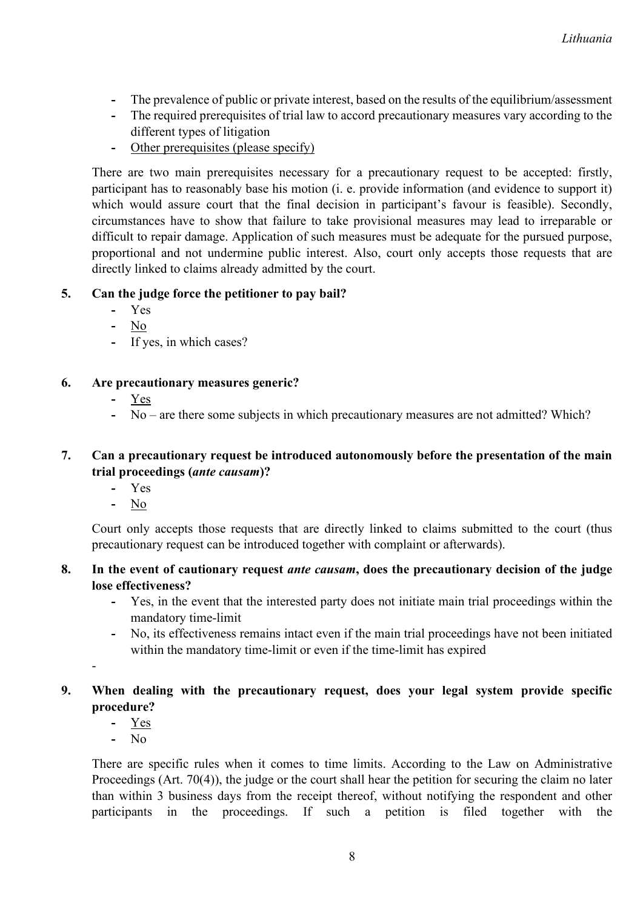- The prevalence of public or private interest, based on the results of the equilibrium/assessment
- The required prerequisites of trial law to accord precautionary measures vary according to the different types of litigation
- <u>Other prerequisites (please specify)</u>

There are two main prerequisites necessary for a precautionary request to be accepted: firstly, participant has to reasonably base his motion (i. e. provide information (and evidence to support it) which would assure court that the final decision in participant's favour is feasible). Secondly, circumstances have to show that failure to take provisional measures may lead to irreparable or difficult to repair damage. Application of such measures must be adequate for the pursued purpose, proportional and not undermine public interest. Also, court only accepts those requests that are directly linked to claims already admitted by the court.

**5. Can the judge force the petitioner to pay bail?**

- Yes
- <u>No</u>
- If yes, in which cases?

**6. Are precautionary measures generic?**

- <u>Yes</u>
- No – are there some subjects in which precautionary measures are not admitted? Which?

**7. Can a precautionary request be introduced autonomously before the presentation of the main trial proceedings (*ante causam*)?**

- Yes
- <u>No</u>

Court only accepts those requests that are directly linked to claims submitted to the court (thus precautionary request can be introduced together with complaint or afterwards).

**8. In the event of cautionary request *ante causam*, does the precautionary decision of the judge lose effectiveness?**

- Yes, in the event that the interested party does not initiate main trial proceedings within the mandatory time-limit
- No, its effectiveness remains intact even if the main trial proceedings have not been initiated within the mandatory time-limit or even if the time-limit has expired

-

**9. When dealing with the precautionary request, does your legal system provide specific procedure?**

- <u>Yes</u>
- No

There are specific rules when it comes to time limits. According to the Law on Administrative Proceedings (Art. 70(4)), the judge or the court shall hear the petition for securing the claim no later than within 3 business days from the receipt thereof, without notifying the respondent and other participants in the proceedings. If such a petition is filed together with the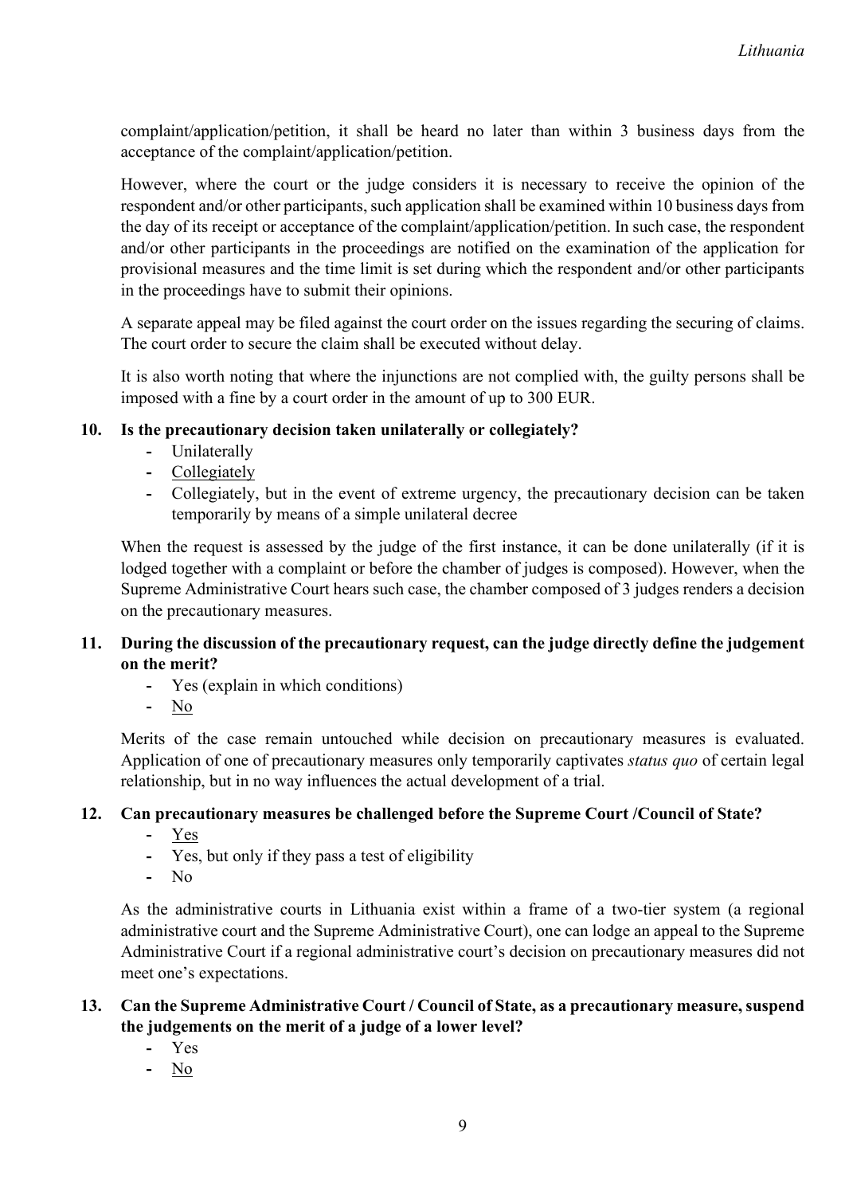complaint/application/petition, it shall be heard no later than within 3 business days from the acceptance of the complaint/application/petition.

However, where the court or the judge considers it is necessary to receive the opinion of the respondent and/or other participants, such application shall be examined within 10 business days from the day of its receipt or acceptance of the complaint/application/petition. In such case, the respondent and/or other participants in the proceedings are notified on the examination of the application for provisional measures and the time limit is set during which the respondent and/or other participants in the proceedings have to submit their opinions.

A separate appeal may be filed against the court order on the issues regarding the securing of claims. The court order to secure the claim shall be executed without delay.

It is also worth noting that where the injunctions are not complied with, the guilty persons shall be imposed with a fine by a court order in the amount of up to 300 EUR.

**10. Is the precautionary decision taken unilaterally or collegiately?**

- Unilaterally
- <u>Collegiately</u>
- Collegiately, but in the event of extreme urgency, the precautionary decision can be taken temporarily by means of a simple unilateral decree

When the request is assessed by the judge of the first instance, it can be done unilaterally (if it is lodged together with a complaint or before the chamber of judges is composed). However, when the Supreme Administrative Court hears such case, the chamber composed of 3 judges renders a decision on the precautionary measures.

**11. During the discussion of the precautionary request, can the judge directly define the judgement on the merit?**

- Yes (explain in which conditions)
- <u>No</u>

Merits of the case remain untouched while decision on precautionary measures is evaluated. Application of one of precautionary measures only temporarily captivates *status quo* of certain legal relationship, but in no way influences the actual development of a trial.

**12. Can precautionary measures be challenged before the Supreme Court /Council of State?**

- <u>Yes</u>
- Yes, but only if they pass a test of eligibility
- No

As the administrative courts in Lithuania exist within a frame of a two-tier system (a regional administrative court and the Supreme Administrative Court), one can lodge an appeal to the Supreme Administrative Court if a regional administrative court's decision on precautionary measures did not meet one's expectations.

**13. Can the Supreme Administrative Court / Council of State, as a precautionary measure, suspend the judgements on the merit of a judge of a lower level?**

- Yes
- <u>No</u>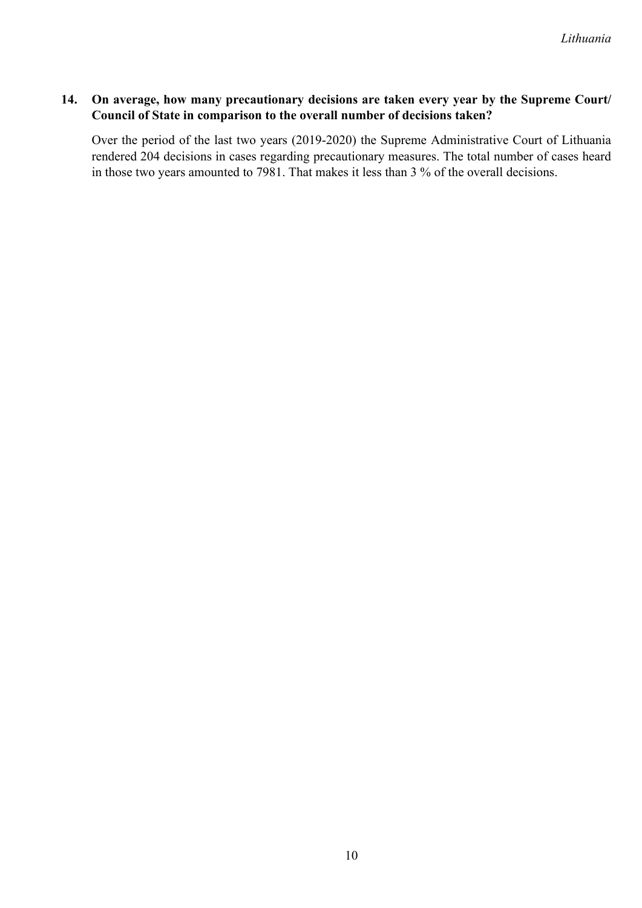**14. On average, how many precautionary decisions are taken every year by the Supreme Court/ Council of State in comparison to the overall number of decisions taken?**

Over the period of the last two years (2019-2020) the Supreme Administrative Court of Lithuania rendered 204 decisions in cases regarding precautionary measures. The total number of cases heard in those two years amounted to 7981. That makes it less than 3 % of the overall decisions.